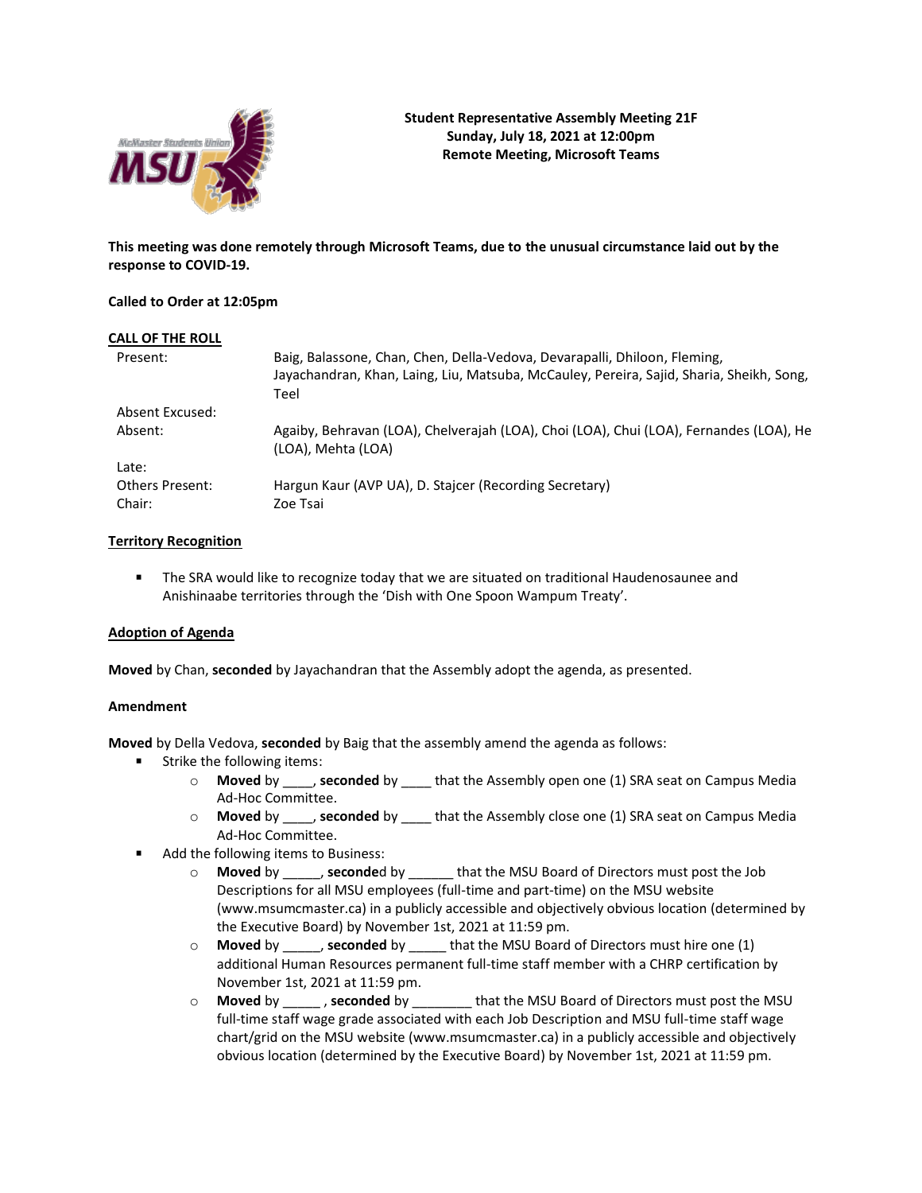**Student Representative Assembly Meeting 21F**
**Sunday, July 18, 2021 at 12:00pm**
**Remote Meeting, Microsoft Teams**

**This meeting was done remotely through Microsoft Teams, due to the unusual circumstance laid out by the response to COVID-19.**

**Called to Order at 12:05pm**

## CALL OF THE ROLL

| | |
|---|---|
| Present: | Baig, Balassone, Chan, Chen, Della-Vedova, Devarapalli, Dhiloon, Fleming, Jayachandran, Khan, Laing, Liu, Matsuba, McCauley, Pereira, Sajid, Sharia, Sheikh, Song, Teel |
| Absent Excused: | |
| Absent: | Agaiby, Behravan (LOA), Chelverajah (LOA), Choi (LOA), Chui (LOA), Fernandes (LOA), He (LOA), Mehta (LOA) |
| Late: | |
| Others Present: | Hargun Kaur (AVP UA), D. Stajcer (Recording Secretary) |
| Chair: | Zoe Tsai |

## Territory Recognition

- The SRA would like to recognize today that we are situated on traditional Haudenosaunee and Anishinaabe territories through the 'Dish with One Spoon Wampum Treaty'.

## Adoption of Agenda

**Moved** by Chan, **seconded** by Jayachandran that the Assembly adopt the agenda, as presented.

**Amendment**

**Moved** by Della Vedova, **seconded** by Baig that the assembly amend the agenda as follows:

- Strike the following items:
  - **Moved** by ____, **seconded** by ____ that the Assembly open one (1) SRA seat on Campus Media Ad-Hoc Committee.
  - **Moved** by ____, **seconded** by ____ that the Assembly close one (1) SRA seat on Campus Media Ad-Hoc Committee.
- Add the following items to Business:
  - **Moved** by _____, **seconded** by ______ that the MSU Board of Directors must post the Job Descriptions for all MSU employees (full-time and part-time) on the MSU website (www.msumcmaster.ca) in a publicly accessible and objectively obvious location (determined by the Executive Board) by November 1st, 2021 at 11:59 pm.
  - **Moved** by _____, **seconded** by _____ that the MSU Board of Directors must hire one (1) additional Human Resources permanent full-time staff member with a CHRP certification by November 1st, 2021 at 11:59 pm.
  - **Moved** by _____ , **seconded** by ________ that the MSU Board of Directors must post the MSU full-time staff wage grade associated with each Job Description and MSU full-time staff wage chart/grid on the MSU website (www.msumcmaster.ca) in a publicly accessible and objectively obvious location (determined by the Executive Board) by November 1st, 2021 at 11:59 pm.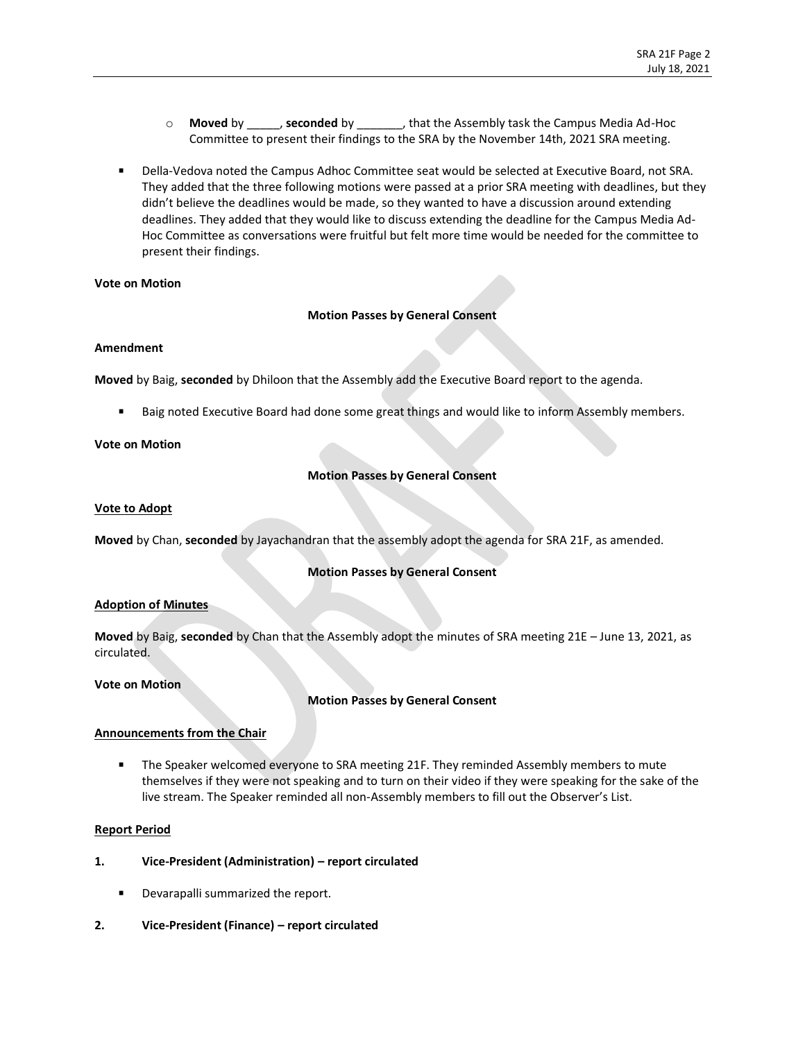- **Moved** by _____, **seconded** by _______, that the Assembly task the Campus Media Ad-Hoc Committee to present their findings to the SRA by the November 14th, 2021 SRA meeting.

- Della-Vedova noted the Campus Adhoc Committee seat would be selected at Executive Board, not SRA. They added that the three following motions were passed at a prior SRA meeting with deadlines, but they didn't believe the deadlines would be made, so they wanted to have a discussion around extending deadlines. They added that they would like to discuss extending the deadline for the Campus Media Ad-Hoc Committee as conversations were fruitful but felt more time would be needed for the committee to present their findings.

**Vote on Motion**

**Motion Passes by General Consent**

**Amendment**

**Moved** by Baig, **seconded** by Dhiloon that the Assembly add the Executive Board report to the agenda.

- Baig noted Executive Board had done some great things and would like to inform Assembly members.

**Vote on Motion**

**Motion Passes by General Consent**

**Vote to Adopt**

**Moved** by Chan, **seconded** by Jayachandran that the assembly adopt the agenda for SRA 21F, as amended.

**Motion Passes by General Consent**

**Adoption of Minutes**

**Moved** by Baig, **seconded** by Chan that the Assembly adopt the minutes of SRA meeting 21E – June 13, 2021, as circulated.

**Vote on Motion**

**Motion Passes by General Consent**

**Announcements from the Chair**

- The Speaker welcomed everyone to SRA meeting 21F. They reminded Assembly members to mute themselves if they were not speaking and to turn on their video if they were speaking for the sake of the live stream. The Speaker reminded all non-Assembly members to fill out the Observer's List.

**Report Period**

**1. Vice-President (Administration) – report circulated**

- Devarapalli summarized the report.

**2. Vice-President (Finance) – report circulated**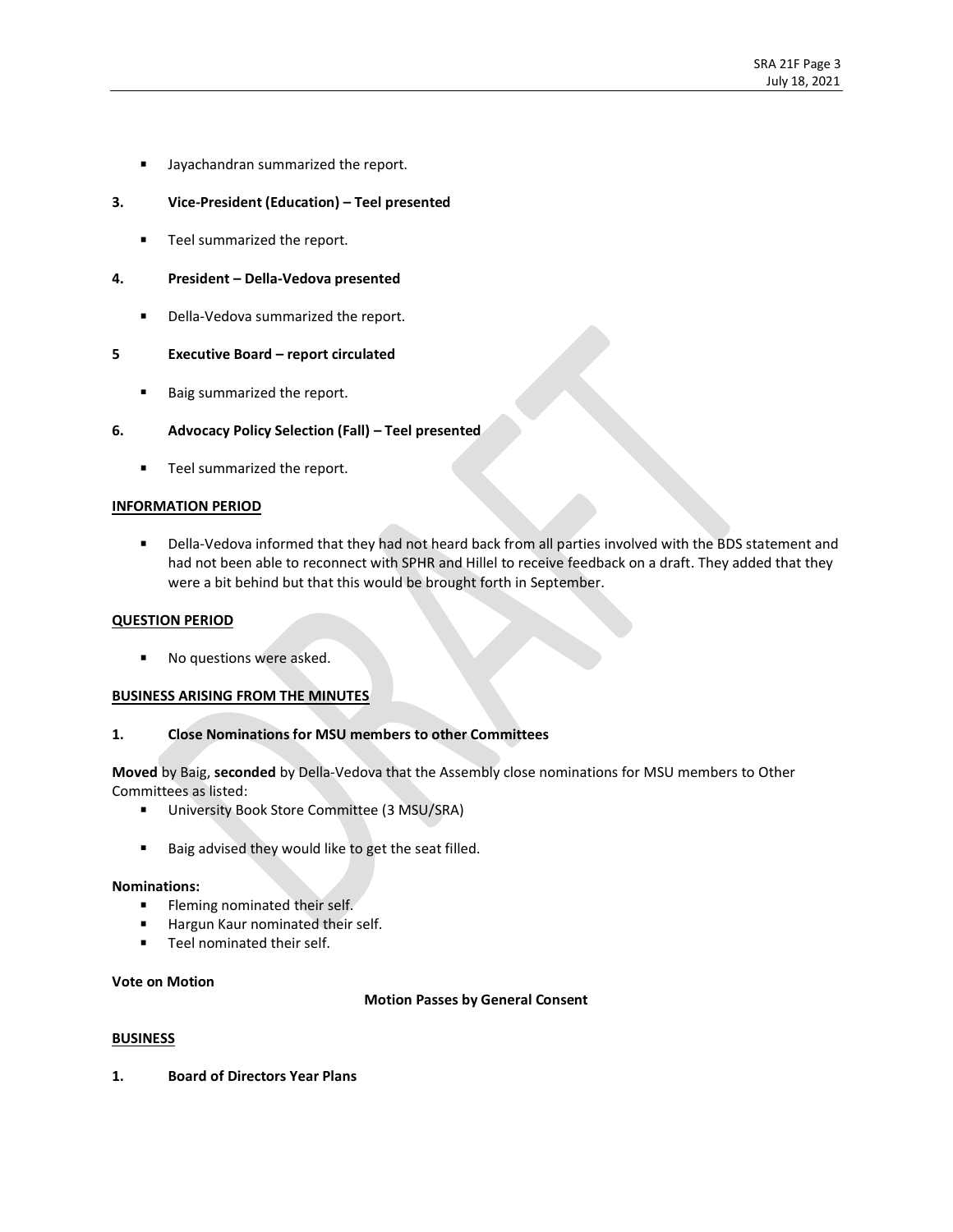- Jayachandran summarized the report.

**3. Vice-President (Education) – Teel presented**

- Teel summarized the report.

**4. President – Della-Vedova presented**

- Della-Vedova summarized the report.

**5 Executive Board – report circulated**

- Baig summarized the report.

**6. Advocacy Policy Selection (Fall) – Teel presented**

- Teel summarized the report.

## INFORMATION PERIOD

- Della-Vedova informed that they had not heard back from all parties involved with the BDS statement and had not been able to reconnect with SPHR and Hillel to receive feedback on a draft. They added that they were a bit behind but that this would be brought forth in September.

## QUESTION PERIOD

- No questions were asked.

## BUSINESS ARISING FROM THE MINUTES

**1. Close Nominations for MSU members to other Committees**

**Moved** by Baig, **seconded** by Della-Vedova that the Assembly close nominations for MSU members to Other Committees as listed:

- University Book Store Committee (3 MSU/SRA)

- Baig advised they would like to get the seat filled.

**Nominations:**

- Fleming nominated their self.
- Hargun Kaur nominated their self.
- Teel nominated their self.

**Vote on Motion**

**Motion Passes by General Consent**

## BUSINESS

**1. Board of Directors Year Plans**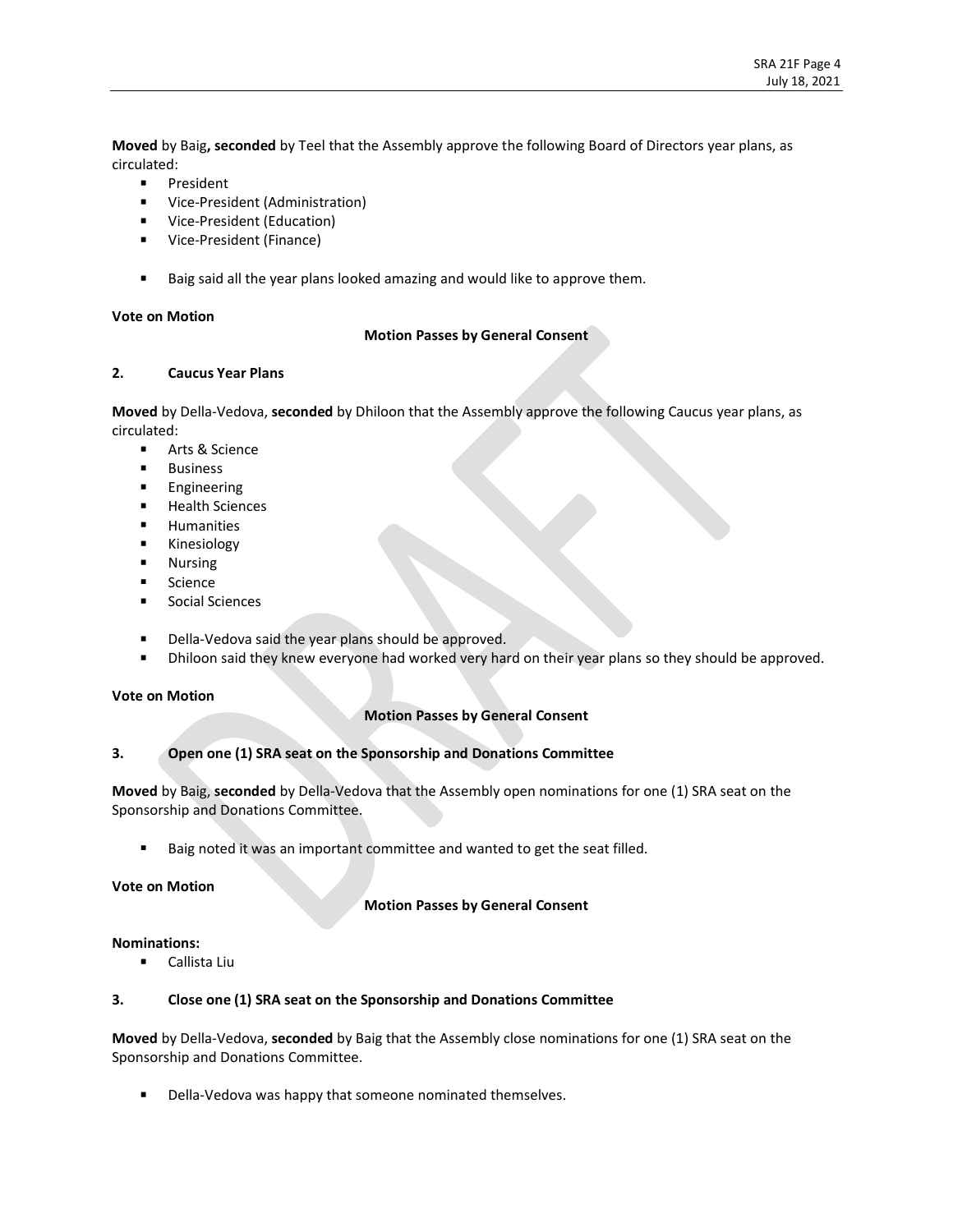**Moved** by Baig**, seconded** by Teel that the Assembly approve the following Board of Directors year plans, as circulated:

- President
- Vice-President (Administration)
- Vice-President (Education)
- Vice-President (Finance)

- Baig said all the year plans looked amazing and would like to approve them.

**Vote on Motion**

**Motion Passes by General Consent**

**2. Caucus Year Plans**

**Moved** by Della-Vedova, **seconded** by Dhiloon that the Assembly approve the following Caucus year plans, as circulated:

- Arts & Science
- Business
- Engineering
- Health Sciences
- Humanities
- Kinesiology
- Nursing
- Science
- Social Sciences

- Della-Vedova said the year plans should be approved.
- Dhiloon said they knew everyone had worked very hard on their year plans so they should be approved.

**Vote on Motion**

**Motion Passes by General Consent**

**3. Open one (1) SRA seat on the Sponsorship and Donations Committee**

**Moved** by Baig, **seconded** by Della-Vedova that the Assembly open nominations for one (1) SRA seat on the Sponsorship and Donations Committee.

- Baig noted it was an important committee and wanted to get the seat filled.

**Vote on Motion**

**Motion Passes by General Consent**

**Nominations:**

- Callista Liu

**3. Close one (1) SRA seat on the Sponsorship and Donations Committee**

**Moved** by Della-Vedova, **seconded** by Baig that the Assembly close nominations for one (1) SRA seat on the Sponsorship and Donations Committee.

- Della-Vedova was happy that someone nominated themselves.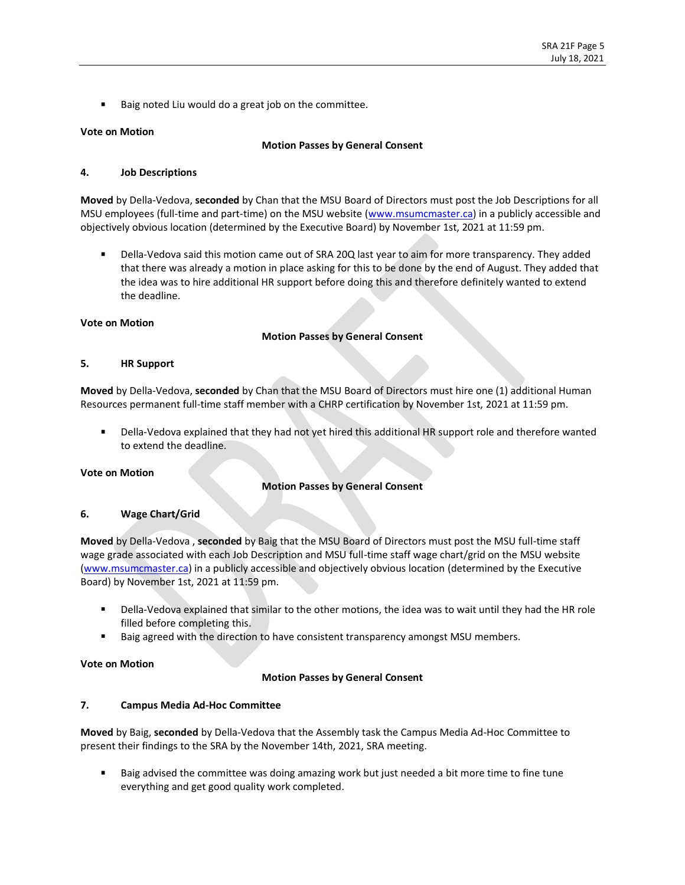- Baig noted Liu would do a great job on the committee.

**Vote on Motion**

**Motion Passes by General Consent**

**4. Job Descriptions**

**Moved** by Della-Vedova, **seconded** by Chan that the MSU Board of Directors must post the Job Descriptions for all MSU employees (full-time and part-time) on the MSU website (www.msumcmaster.ca) in a publicly accessible and objectively obvious location (determined by the Executive Board) by November 1st, 2021 at 11:59 pm.

- Della-Vedova said this motion came out of SRA 20Q last year to aim for more transparency. They added that there was already a motion in place asking for this to be done by the end of August. They added that the idea was to hire additional HR support before doing this and therefore definitely wanted to extend the deadline.

**Vote on Motion**

**Motion Passes by General Consent**

**5. HR Support**

**Moved** by Della-Vedova, **seconded** by Chan that the MSU Board of Directors must hire one (1) additional Human Resources permanent full-time staff member with a CHRP certification by November 1st, 2021 at 11:59 pm.

- Della-Vedova explained that they had not yet hired this additional HR support role and therefore wanted to extend the deadline.

**Vote on Motion**

**Motion Passes by General Consent**

**6. Wage Chart/Grid**

**Moved** by Della-Vedova , **seconded** by Baig that the MSU Board of Directors must post the MSU full-time staff wage grade associated with each Job Description and MSU full-time staff wage chart/grid on the MSU website (www.msumcmaster.ca) in a publicly accessible and objectively obvious location (determined by the Executive Board) by November 1st, 2021 at 11:59 pm.

- Della-Vedova explained that similar to the other motions, the idea was to wait until they had the HR role filled before completing this.
- Baig agreed with the direction to have consistent transparency amongst MSU members.

**Vote on Motion**

**Motion Passes by General Consent**

**7. Campus Media Ad-Hoc Committee**

**Moved** by Baig, **seconded** by Della-Vedova that the Assembly task the Campus Media Ad-Hoc Committee to present their findings to the SRA by the November 14th, 2021, SRA meeting.

- Baig advised the committee was doing amazing work but just needed a bit more time to fine tune everything and get good quality work completed.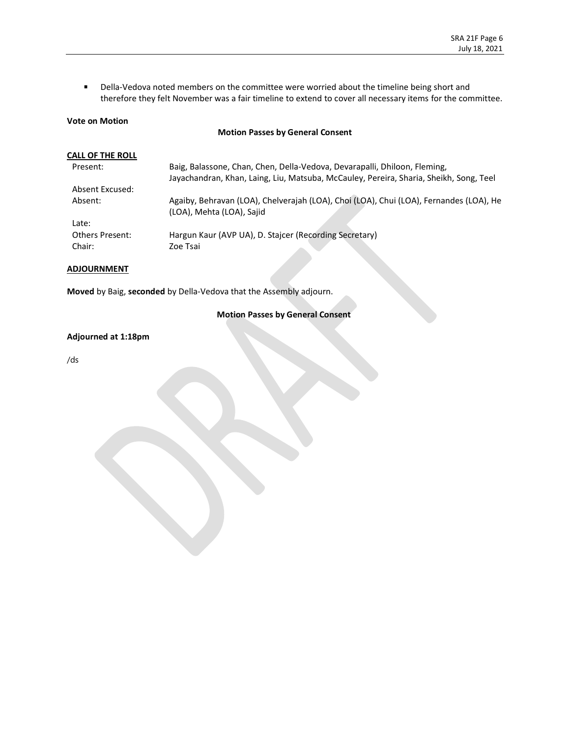- Della-Vedova noted members on the committee were worried about the timeline being short and therefore they felt November was a fair timeline to extend to cover all necessary items for the committee.

**Vote on Motion**

**Motion Passes by General Consent**

**CALL OF THE ROLL**

| | |
|---|---|
| Present: | Baig, Balassone, Chan, Chen, Della-Vedova, Devarapalli, Dhiloon, Fleming, Jayachandran, Khan, Laing, Liu, Matsuba, McCauley, Pereira, Sharia, Sheikh, Song, Teel |
| Absent Excused: | |
| Absent: | Agaiby, Behravan (LOA), Chelverajah (LOA), Choi (LOA), Chui (LOA), Fernandes (LOA), He (LOA), Mehta (LOA), Sajid |
| Late: | |
| Others Present: | Hargun Kaur (AVP UA), D. Stajcer (Recording Secretary) |
| Chair: | Zoe Tsai |

**ADJOURNMENT**

**Moved** by Baig, **seconded** by Della-Vedova that the Assembly adjourn.

**Motion Passes by General Consent**

**Adjourned at 1:18pm**

/ds